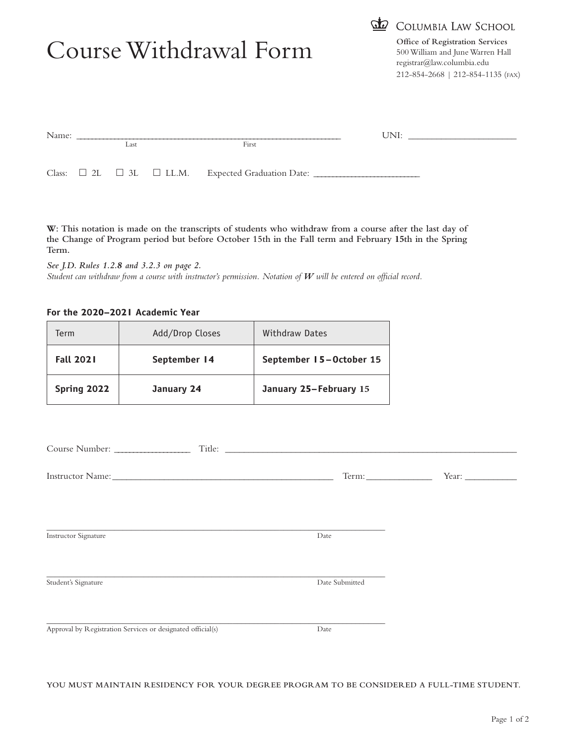# Course Withdrawal Form

**Columbia Law School**

**Office of Registration Services**
500 William and June Warren Hall
registrar@law.columbia.edu
212-854-2668 | 212-854-1135 (FAX)

Name: ______________________________________ UNI: ____________________
Last First

Class: ☐ 2L ☐ 3L ☐ LL.M. Expected Graduation Date: ____________________

**W: This notation is made on the transcripts of students who withdraw from a course after the last day of the Change of Program period but before October 15th in the Fall term and February 15th in the Spring Term.**

*See J.D. Rules 1.2.8 and 3.2.3 on page 2.*
*Student can withdraw from a course with instructor's permission. Notation of **W** will be entered on official record.*

**For the 2020–2021 Academic Year**

| Term | Add/Drop Closes | Withdraw Dates |
|---|---|---|
| **Fall 2021** | **September 14** | **September 15–October 15** |
| **Spring 2022** | **January 24** | **January 25–February 15** |

Course Number: _______________ Title: ______________________________________

Instructor Name: ______________________________ Term: ____________ Year: __________

______________________________________________________
Instructor Signature Date

______________________________________________________
Student's Signature Date Submitted

______________________________________________________
Approval by Registration Services or designated official(s) Date

YOU MUST MAINTAIN RESIDENCY FOR YOUR DEGREE PROGRAM TO BE CONSIDERED A FULL-TIME STUDENT.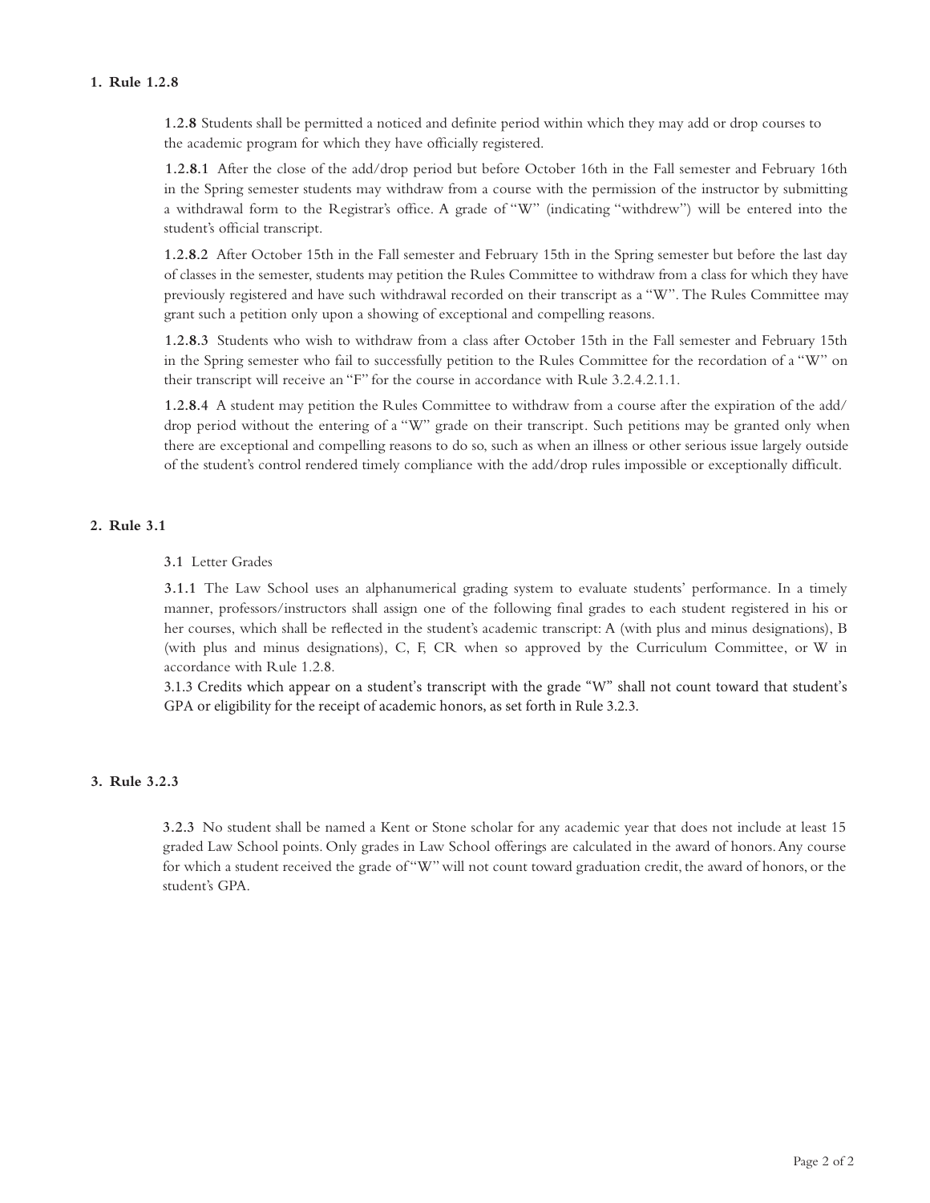### 1. Rule 1.2.8

**1.2.8** Students shall be permitted a noticed and definite period within which they may add or drop courses to the academic program for which they have officially registered.

**1.2.8.1** After the close of the add/drop period but before October 16th in the Fall semester and February 16th in the Spring semester students may withdraw from a course with the permission of the instructor by submitting a withdrawal form to the Registrar's office. A grade of "W" (indicating "withdrew") will be entered into the student's official transcript.

**1.2.8.2** After October 15th in the Fall semester and February 15th in the Spring semester but before the last day of classes in the semester, students may petition the Rules Committee to withdraw from a class for which they have previously registered and have such withdrawal recorded on their transcript as a "W". The Rules Committee may grant such a petition only upon a showing of exceptional and compelling reasons.

**1.2.8.3** Students who wish to withdraw from a class after October 15th in the Fall semester and February 15th in the Spring semester who fail to successfully petition to the Rules Committee for the recordation of a "W" on their transcript will receive an "F" for the course in accordance with Rule 3.2.4.2.1.1.

**1.2.8.4** A student may petition the Rules Committee to withdraw from a course after the expiration of the add/drop period without the entering of a "W" grade on their transcript. Such petitions may be granted only when there are exceptional and compelling reasons to do so, such as when an illness or other serious issue largely outside of the student's control rendered timely compliance with the add/drop rules impossible or exceptionally difficult.

### 2. Rule 3.1

**3.1** Letter Grades

**3.1.1** The Law School uses an alphanumerical grading system to evaluate students' performance. In a timely manner, professors/instructors shall assign one of the following final grades to each student registered in his or her courses, which shall be reflected in the student's academic transcript: A (with plus and minus designations), B (with plus and minus designations), C, F, CR when so approved by the Curriculum Committee, or W in accordance with Rule 1.2.8.

3.1.3 Credits which appear on a student's transcript with the grade "W" shall not count toward that student's GPA or eligibility for the receipt of academic honors, as set forth in Rule 3.2.3.

### 3. Rule 3.2.3

**3.2.3** No student shall be named a Kent or Stone scholar for any academic year that does not include at least 15 graded Law School points. Only grades in Law School offerings are calculated in the award of honors. Any course for which a student received the grade of "W" will not count toward graduation credit, the award of honors, or the student's GPA.